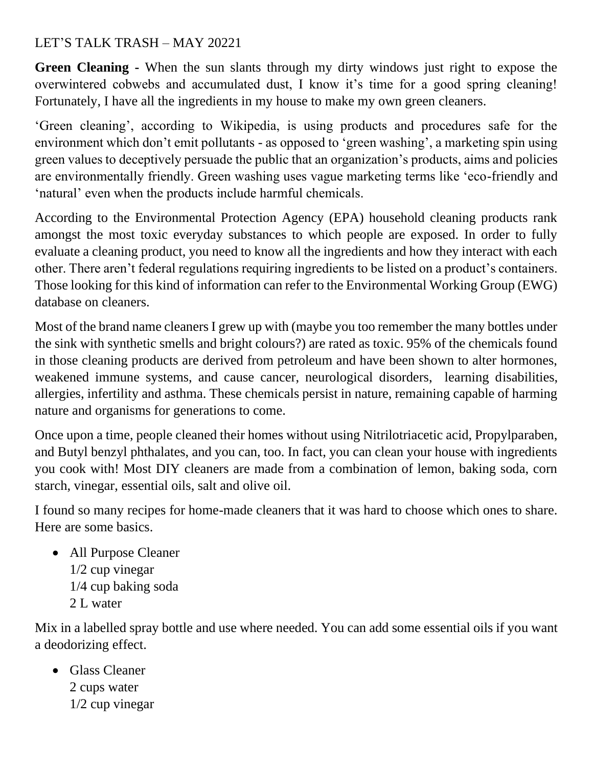LET'S TALK TRASH – MAY 20221

**Green Cleaning -** When the sun slants through my dirty windows just right to expose the overwintered cobwebs and accumulated dust, I know it's time for a good spring cleaning! Fortunately, I have all the ingredients in my house to make my own green cleaners.

'Green cleaning', according to Wikipedia, is using products and procedures safe for the environment which don't emit pollutants - as opposed to 'green washing', a marketing spin using green values to deceptively persuade the public that an organization's products, aims and policies are environmentally friendly. Green washing uses vague marketing terms like 'eco-friendly and 'natural' even when the products include harmful chemicals.

According to the Environmental Protection Agency (EPA) household cleaning products rank amongst the most toxic everyday substances to which people are exposed. In order to fully evaluate a cleaning product, you need to know all the ingredients and how they interact with each other. There aren't federal regulations requiring ingredients to be listed on a product's containers. Those looking for this kind of information can refer to the Environmental Working Group (EWG) database on cleaners.

Most of the brand name cleaners I grew up with (maybe you too remember the many bottles under the sink with synthetic smells and bright colours?) are rated as toxic. 95% of the chemicals found in those cleaning products are derived from petroleum and have been shown to alter hormones, weakened immune systems, and cause cancer, neurological disorders, learning disabilities, allergies, infertility and asthma. These chemicals persist in nature, remaining capable of harming nature and organisms for generations to come.

Once upon a time, people cleaned their homes without using Nitrilotriacetic acid, Propylparaben, and Butyl benzyl phthalates, and you can, too. In fact, you can clean your house with ingredients you cook with! Most DIY cleaners are made from a combination of lemon, baking soda, corn starch, vinegar, essential oils, salt and olive oil.

I found so many recipes for home-made cleaners that it was hard to choose which ones to share. Here are some basics.

- All Purpose Cleaner
  1/2 cup vinegar
  1/4 cup baking soda
  2 L water

Mix in a labelled spray bottle and use where needed. You can add some essential oils if you want a deodorizing effect.

- Glass Cleaner
  2 cups water
  1/2 cup vinegar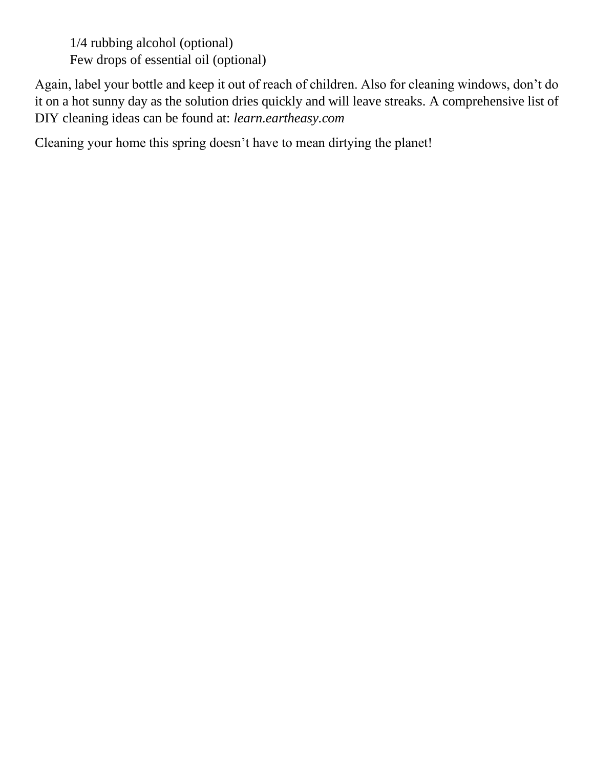1/4 rubbing alcohol (optional)
Few drops of essential oil (optional)

Again, label your bottle and keep it out of reach of children. Also for cleaning windows, don't do it on a hot sunny day as the solution dries quickly and will leave streaks. A comprehensive list of DIY cleaning ideas can be found at: *learn.eartheasy.com*

Cleaning your home this spring doesn't have to mean dirtying the planet!